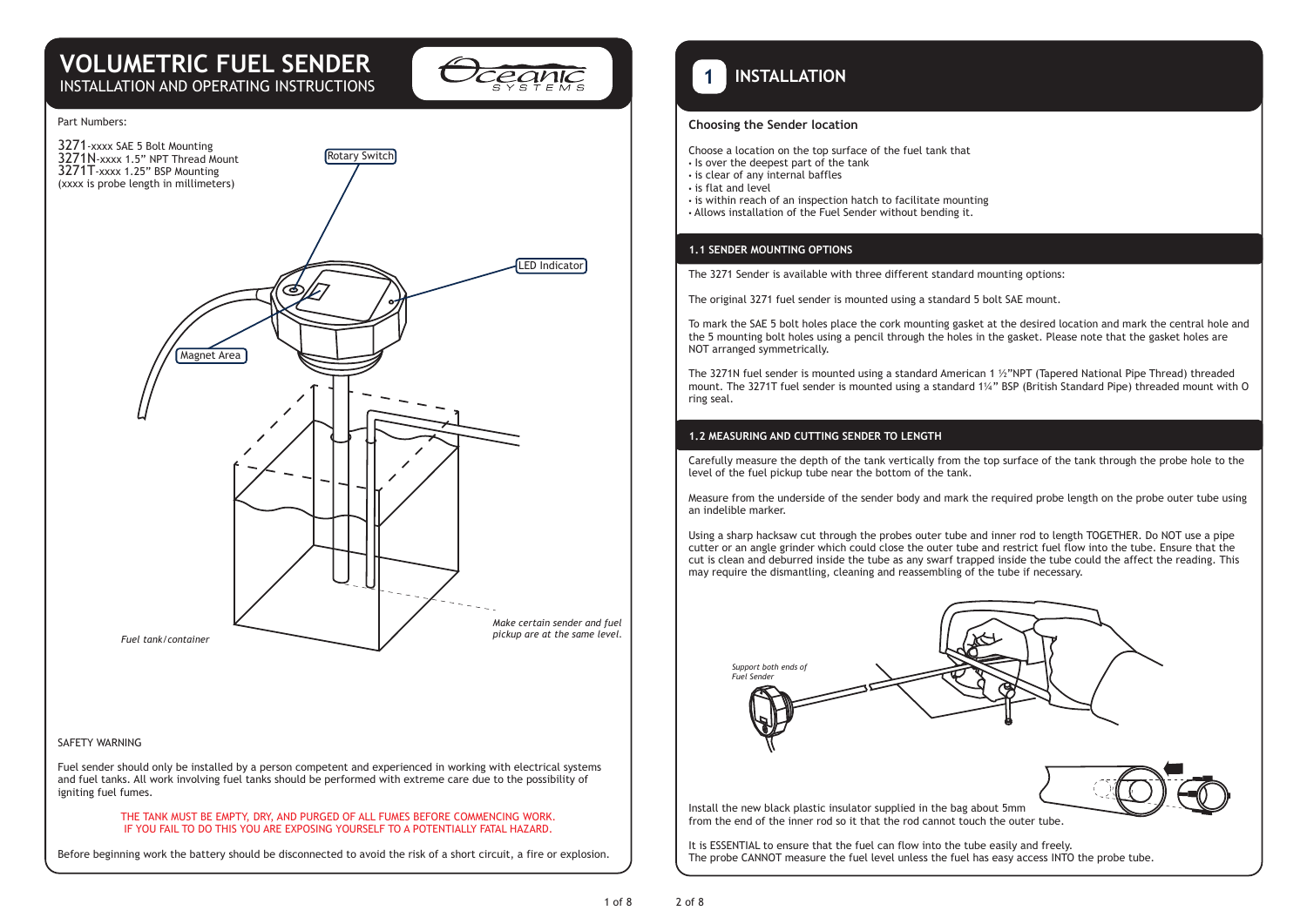# VOLUMETRIC FUEL SENDER

INSTALLATION AND OPERATING INSTRUCTIONS

Part Numbers:

3271-xxxx SAE 5 Bolt Mounting
3271N-xxxx 1.5" NPT Thread Mount
3271T-xxxx 1.25" BSP Mounting
(xxxx is probe length in millimeters)

Rotary Switch

LED Indicator

Magnet Area

Fuel tank/container

*Make certain sender and fuel pickup are at the same level.*

SAFETY WARNING

Fuel sender should only be installed by a person competent and experienced in working with electrical systems and fuel tanks. All work involving fuel tanks should be performed with extreme care due to the possibility of igniting fuel fumes.

THE TANK MUST BE EMPTY, DRY, AND PURGED OF ALL FUMES BEFORE COMMENCING WORK.
IF YOU FAIL TO DO THIS YOU ARE EXPOSING YOURSELF TO A POTENTIALLY FATAL HAZARD.

Before beginning work the battery should be disconnected to avoid the risk of a short circuit, a fire or explosion.

## 1 INSTALLATION

### Choosing the Sender location

Choose a location on the top surface of the fuel tank that
- Is over the deepest part of the tank
- is clear of any internal baffles
- is flat and level
- is within reach of an inspection hatch to facilitate mounting
- Allows installation of the Fuel Sender without bending it.

### 1.1 SENDER MOUNTING OPTIONS

The 3271 Sender is available with three different standard mounting options:

The original 3271 fuel sender is mounted using a standard 5 bolt SAE mount.

To mark the SAE 5 bolt holes place the cork mounting gasket at the desired location and mark the central hole and the 5 mounting bolt holes using a pencil through the holes in the gasket. Please note that the gasket holes are NOT arranged symmetrically.

The 3271N fuel sender is mounted using a standard American 1 ½"NPT (Tapered National Pipe Thread) threaded mount. The 3271T fuel sender is mounted using a standard 1¼" BSP (British Standard Pipe) threaded mount with O ring seal.

### 1.2 MEASURING AND CUTTING SENDER TO LENGTH

Carefully measure the depth of the tank vertically from the top surface of the tank through the probe hole to the level of the fuel pickup tube near the bottom of the tank.

Measure from the underside of the sender body and mark the required probe length on the probe outer tube using an indelible marker.

Using a sharp hacksaw cut through the probes outer tube and inner rod to length TOGETHER. Do NOT use a pipe cutter or an angle grinder which could close the outer tube and restrict fuel flow into the tube. Ensure that the cut is clean and deburred inside the tube as any swarf trapped inside the tube could the affect the reading. This may require the dismantling, cleaning and reassembling of the tube if necessary.

*Support both ends of Fuel Sender*

Install the new black plastic insulator supplied in the bag about 5mm from the end of the inner rod so it that the rod cannot touch the outer tube.

It is ESSENTIAL to ensure that the fuel can flow into the tube easily and freely.
The probe CANNOT measure the fuel level unless the fuel has easy access INTO the probe tube.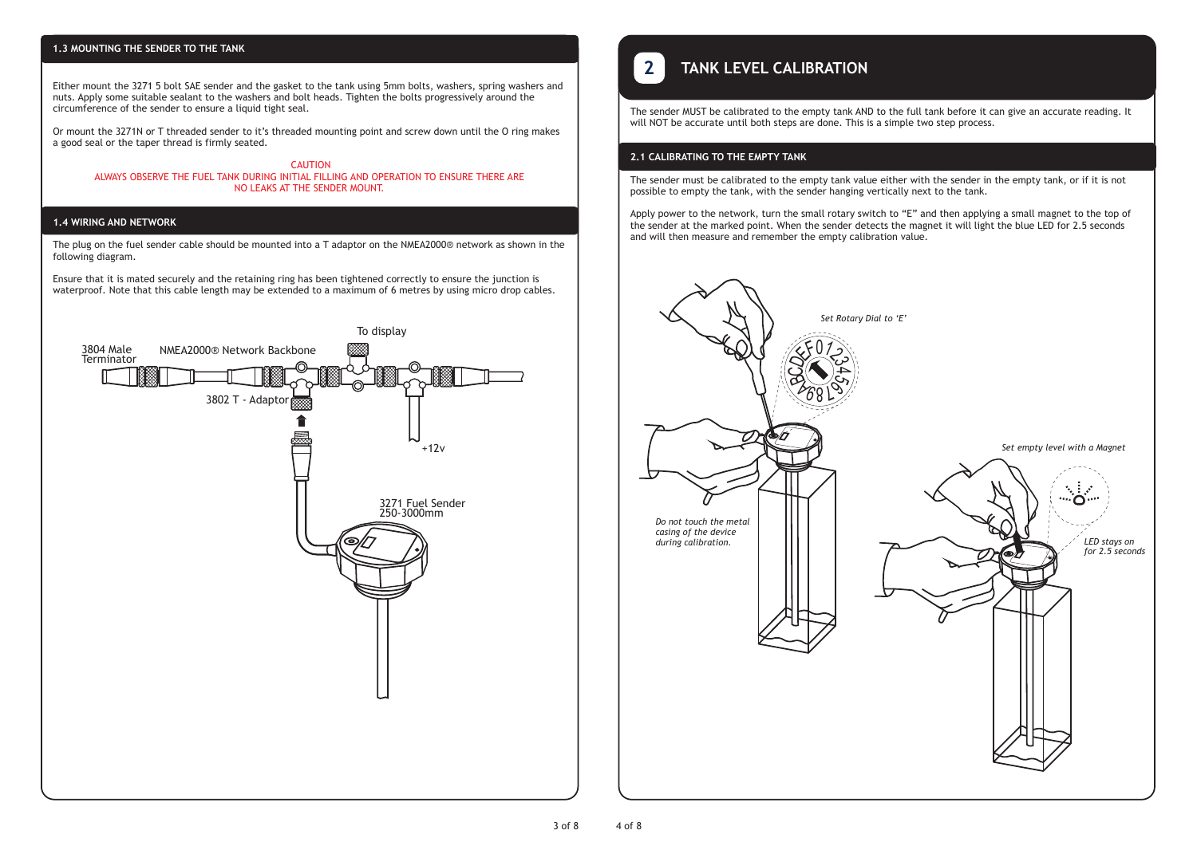### 1.3 MOUNTING THE SENDER TO THE TANK

Either mount the 3271 5 bolt SAE sender and the gasket to the tank using 5mm bolts, washers, spring washers and nuts. Apply some suitable sealant to the washers and bolt heads. Tighten the bolts progressively around the circumference of the sender to ensure a liquid tight seal.

Or mount the 3271N or T threaded sender to it's threaded mounting point and screw down until the O ring makes a good seal or the taper thread is firmly seated.

**CAUTION**
**ALWAYS OBSERVE THE FUEL TANK DURING INITIAL FILLING AND OPERATION TO ENSURE THERE ARE NO LEAKS AT THE SENDER MOUNT.**

### 1.4 WIRING AND NETWORK

The plug on the fuel sender cable should be mounted into a T adaptor on the NMEA2000® network as shown in the following diagram.

Ensure that it is mated securely and the retaining ring has been tightened correctly to ensure the junction is waterproof. Note that this cable length may be extended to a maximum of 6 metres by using micro drop cables.

To display
3804 Male Terminator
NMEA2000® Network Backbone
3802 T - Adaptor
+12v
3271 Fuel Sender 250-3000mm

## 2 TANK LEVEL CALIBRATION

The sender MUST be calibrated to the empty tank AND to the full tank before it can give an accurate reading. It will NOT be accurate until both steps are done. This is a simple two step process.

### 2.1 CALIBRATING TO THE EMPTY TANK

The sender must be calibrated to the empty tank value either with the sender in the empty tank, or if it is not possible to empty the tank, with the sender hanging vertically next to the tank.

Apply power to the network, turn the small rotary switch to "E" and then applying a small magnet to the top of the sender at the marked point. When the sender detects the magnet it will light the blue LED for 2.5 seconds and will then measure and remember the empty calibration value.

*Set Rotary Dial to 'E'*

*Set empty level with a Magnet*

*Do not touch the metal casing of the device during calibration.*

*LED stays on for 2.5 seconds*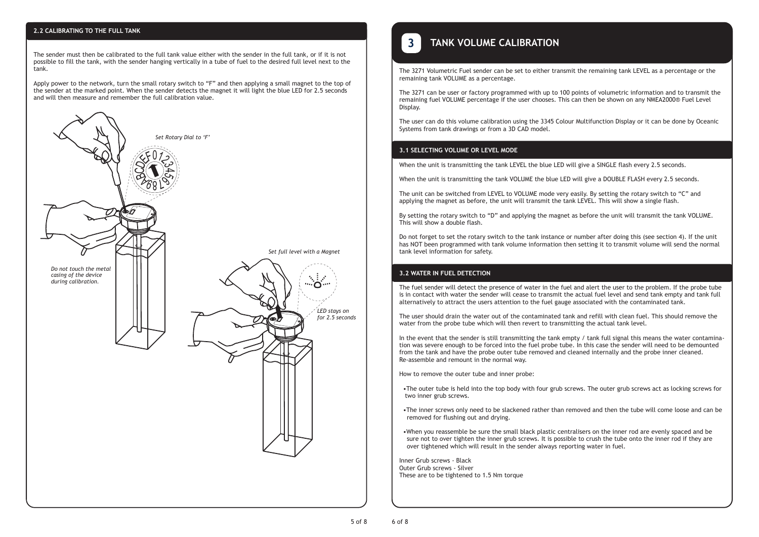### 2.2 CALIBRATING TO THE FULL TANK

The sender must then be calibrated to the full tank value either with the sender in the full tank, or if it is not possible to fill the tank, with the sender hanging vertically in a tube of fuel to the desired full level next to the tank.

Apply power to the network, turn the small rotary switch to "F" and then applying a small magnet to the top of the sender at the marked point. When the sender detects the magnet it will light the blue LED for 2.5 seconds and will then measure and remember the full calibration value.

*Set Rotary Dial to 'F'*

*Do not touch the metal casing of the device during calibration.*

*Set full level with a Magnet*

*LED stays on for 2.5 seconds*

## 3 TANK VOLUME CALIBRATION

The 3271 Volumetric Fuel sender can be set to either transmit the remaining tank LEVEL as a percentage or the remaining tank VOLUME as a percentage.

The 3271 can be user or factory programmed with up to 100 points of volumetric information and to transmit the remaining fuel VOLUME percentage if the user chooses. This can then be shown on any NMEA2000® Fuel Level Display.

The user can do this volume calibration using the 3345 Colour Multifunction Display or it can be done by Oceanic Systems from tank drawings or from a 3D CAD model.

### 3.1 SELECTING VOLUME OR LEVEL MODE

When the unit is transmitting the tank LEVEL the blue LED will give a SINGLE flash every 2.5 seconds.

When the unit is transmitting the tank VOLUME the blue LED will give a DOUBLE FLASH every 2.5 seconds.

The unit can be switched from LEVEL to VOLUME mode very easily. By setting the rotary switch to "C" and applying the magnet as before, the unit will transmit the tank LEVEL. This will show a single flash.

By setting the rotary switch to "D" and applying the magnet as before the unit will transmit the tank VOLUME. This will show a double flash.

Do not forget to set the rotary switch to the tank instance or number after doing this (see section 4). If the unit has NOT been programmed with tank volume information then setting it to transmit volume will send the normal tank level information for safety.

### 3.2 WATER IN FUEL DETECTION

The fuel sender will detect the presence of water in the fuel and alert the user to the problem. If the probe tube is in contact with water the sender will cease to transmit the actual fuel level and send tank empty and tank full alternatively to attract the users attention to the fuel gauge associated with the contaminated tank.

The user should drain the water out of the contaminated tank and refill with clean fuel. This should remove the water from the probe tube which will then revert to transmitting the actual tank level.

In the event that the sender is still transmitting the tank empty / tank full signal this means the water contamination was severe enough to be forced into the fuel probe tube. In this case the sender will need to be demounted from the tank and have the probe outer tube removed and cleaned internally and the probe inner cleaned. Re-assemble and remount in the normal way.

How to remove the outer tube and inner probe:

- The outer tube is held into the top body with four grub screws. The outer grub screws act as locking screws for two inner grub screws.
- The inner screws only need to be slackened rather than removed and then the tube will come loose and can be removed for flushing out and drying.
- When you reassemble be sure the small black plastic centralisers on the inner rod are evenly spaced and be sure not to over tighten the inner grub screws. It is possible to crush the tube onto the inner rod if they are over tightened which will result in the sender always reporting water in fuel.

Inner Grub screws - Black
Outer Grub screws - Silver
These are to be tightened to 1.5 Nm torque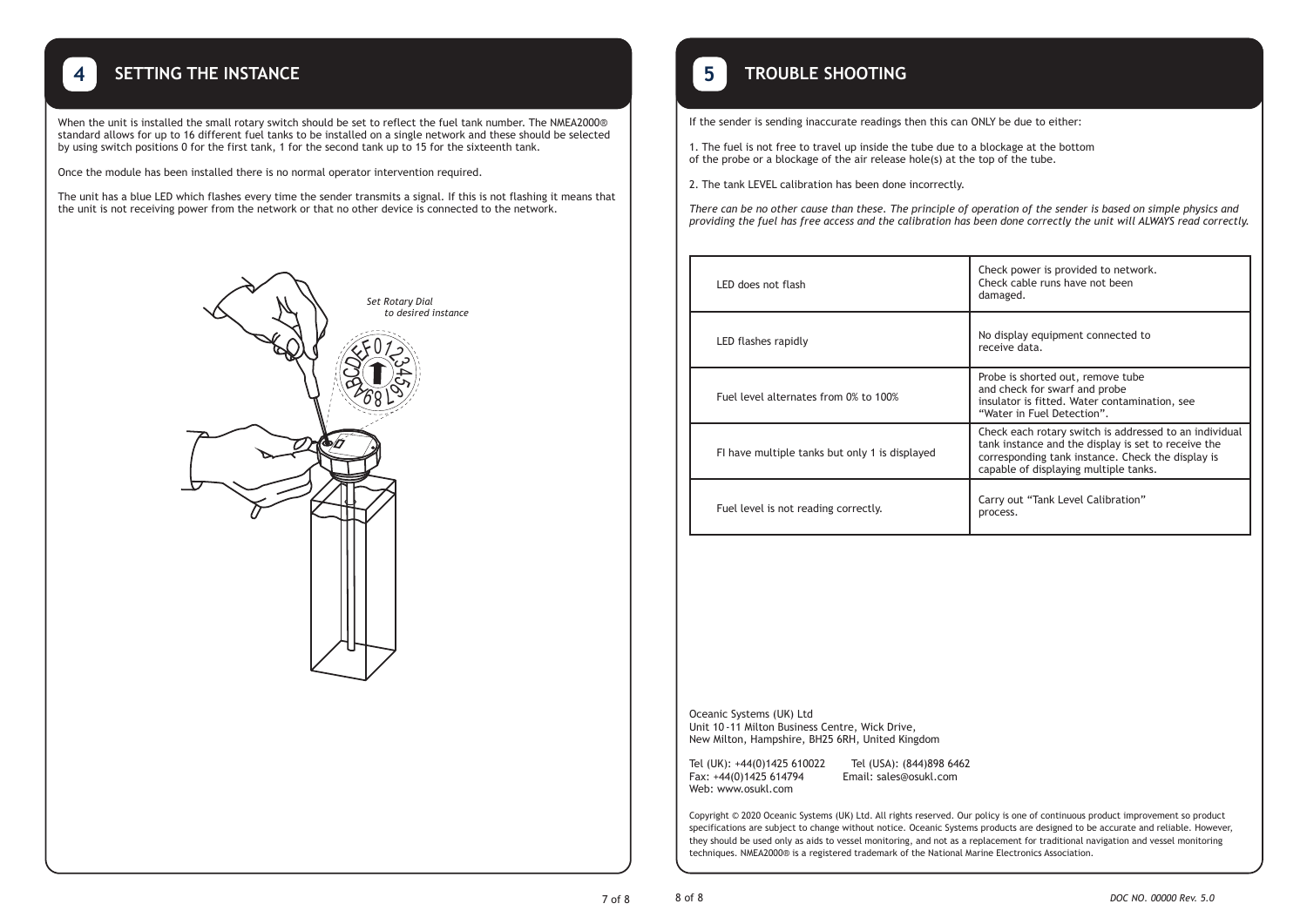## 4 SETTING THE INSTANCE

When the unit is installed the small rotary switch should be set to reflect the fuel tank number. The NMEA2000® standard allows for up to 16 different fuel tanks to be installed on a single network and these should be selected by using switch positions 0 for the first tank, 1 for the second tank up to 15 for the sixteenth tank.

Once the module has been installed there is no normal operator intervention required.

The unit has a blue LED which flashes every time the sender transmits a signal. If this is not flashing it means that the unit is not receiving power from the network or that no other device is connected to the network.

*Set Rotary Dial to desired instance*

## 5 TROUBLE SHOOTING

If the sender is sending inaccurate readings then this can ONLY be due to either:

1. The fuel is not free to travel up inside the tube due to a blockage at the bottom of the probe or a blockage of the air release hole(s) at the top of the tube.

2. The tank LEVEL calibration has been done incorrectly.

*There can be no other cause than these. The principle of operation of the sender is based on simple physics and providing the fuel has free access and the calibration has been done correctly the unit will ALWAYS read correctly.*

| | |
|---|---|
| LED does not flash | Check power is provided to network. Check cable runs have not been damaged. |
| LED flashes rapidly | No display equipment connected to receive data. |
| Fuel level alternates from 0% to 100% | Probe is shorted out, remove tube and check for swarf and probe insulator is fitted. Water contamination, see “Water in Fuel Detection”. |
| FI have multiple tanks but only 1 is displayed | Check each rotary switch is addressed to an individual tank instance and the display is set to receive the corresponding tank instance. Check the display is capable of displaying multiple tanks. |
| Fuel level is not reading correctly. | Carry out “Tank Level Calibration” process. |

Oceanic Systems (UK) Ltd
Unit 10-11 Milton Business Centre, Wick Drive,
New Milton, Hampshire, BH25 6RH, United Kingdom

Tel (UK): +44(0)1425 610022 Tel (USA): (844)898 6462
Fax: +44(0)1425 614794 Email: sales@osukl.com
Web: www.osukl.com

Copyright © 2020 Oceanic Systems (UK) Ltd. All rights reserved. Our policy is one of continuous product improvement so product specifications are subject to change without notice. Oceanic Systems products are designed to be accurate and reliable. However, they should be used only as aids to vessel monitoring, and not as a replacement for traditional navigation and vessel monitoring techniques. NMEA2000® is a registered trademark of the National Marine Electronics Association.

DOC NO. 00000 Rev. 5.0